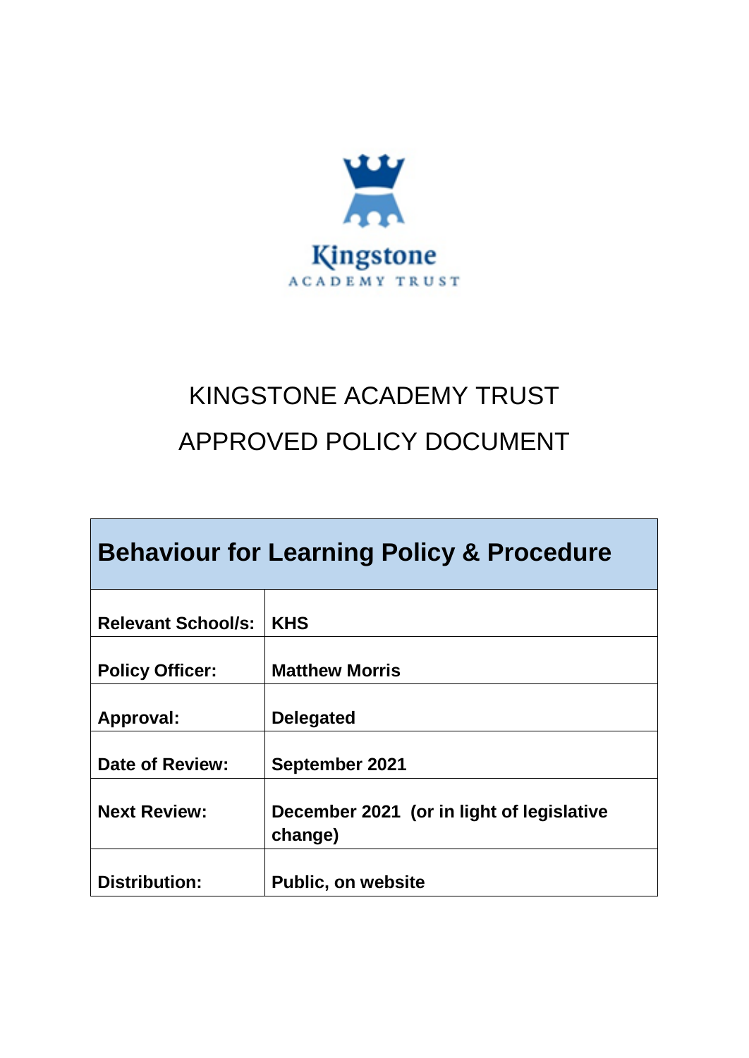Kingstone

ACADEMY TRUST

# KINGSTONE ACADEMY TRUST

# APPROVED POLICY DOCUMENT

| Behaviour for Learning Policy & Procedure | |
|---|---|
| **Relevant School/s:** | **KHS** |
| **Policy Officer:** | **Matthew Morris** |
| **Approval:** | **Delegated** |
| **Date of Review:** | **September 2021** |
| **Next Review:** | **December 2021 (or in light of legislative change)** |
| **Distribution:** | **Public, on website** |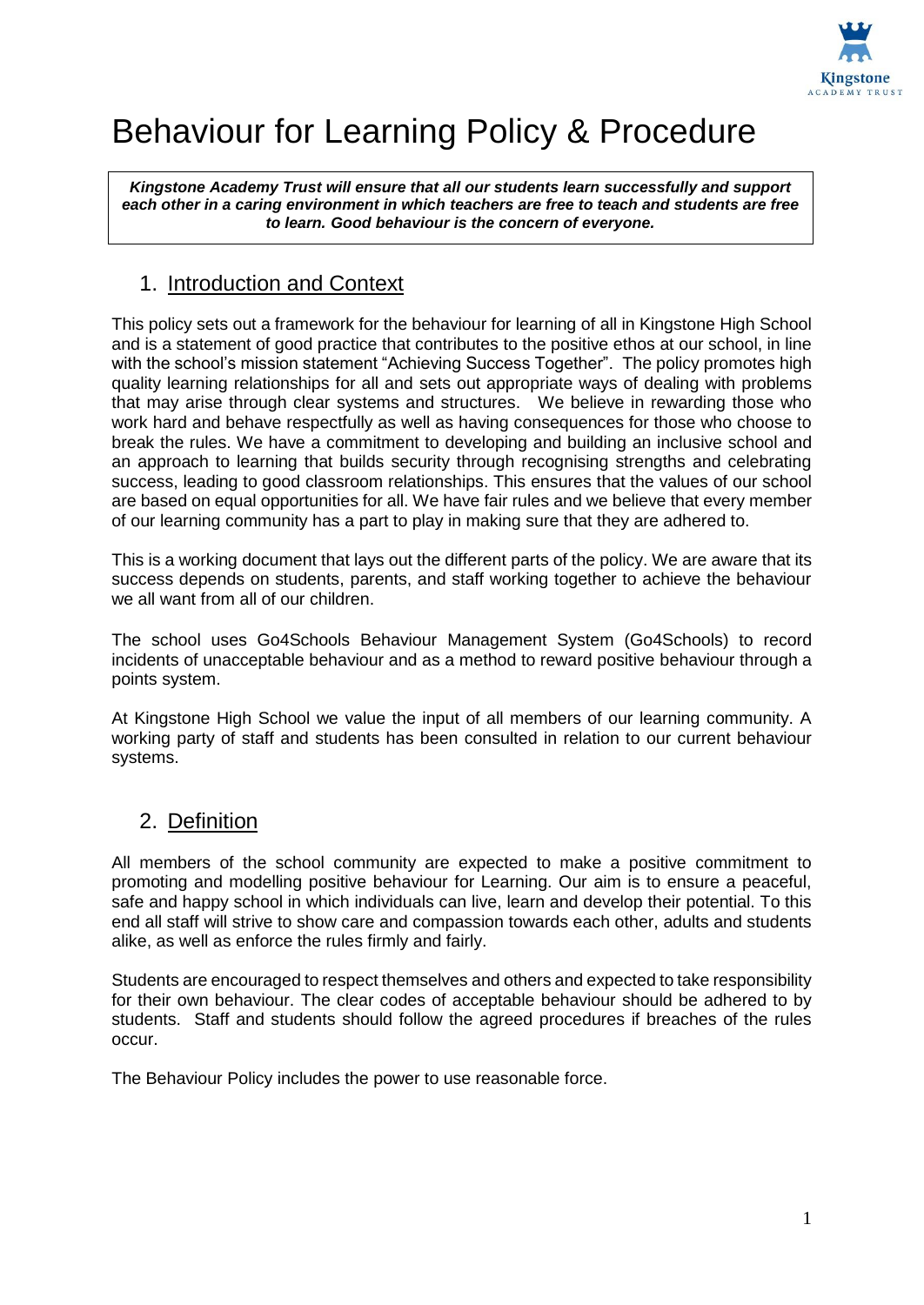# Behaviour for Learning Policy & Procedure

***Kingstone Academy Trust will ensure that all our students learn successfully and support each other in a caring environment in which teachers are free to teach and students are free to learn. Good behaviour is the concern of everyone.***

## 1. Introduction and Context

This policy sets out a framework for the behaviour for learning of all in Kingstone High School and is a statement of good practice that contributes to the positive ethos at our school, in line with the school's mission statement "Achieving Success Together". The policy promotes high quality learning relationships for all and sets out appropriate ways of dealing with problems that may arise through clear systems and structures. We believe in rewarding those who work hard and behave respectfully as well as having consequences for those who choose to break the rules. We have a commitment to developing and building an inclusive school and an approach to learning that builds security through recognising strengths and celebrating success, leading to good classroom relationships. This ensures that the values of our school are based on equal opportunities for all. We have fair rules and we believe that every member of our learning community has a part to play in making sure that they are adhered to.

This is a working document that lays out the different parts of the policy. We are aware that its success depends on students, parents, and staff working together to achieve the behaviour we all want from all of our children.

The school uses Go4Schools Behaviour Management System (Go4Schools) to record incidents of unacceptable behaviour and as a method to reward positive behaviour through a points system.

At Kingstone High School we value the input of all members of our learning community. A working party of staff and students has been consulted in relation to our current behaviour systems.

## 2. Definition

All members of the school community are expected to make a positive commitment to promoting and modelling positive behaviour for Learning. Our aim is to ensure a peaceful, safe and happy school in which individuals can live, learn and develop their potential. To this end all staff will strive to show care and compassion towards each other, adults and students alike, as well as enforce the rules firmly and fairly.

Students are encouraged to respect themselves and others and expected to take responsibility for their own behaviour. The clear codes of acceptable behaviour should be adhered to by students. Staff and students should follow the agreed procedures if breaches of the rules occur.

The Behaviour Policy includes the power to use reasonable force.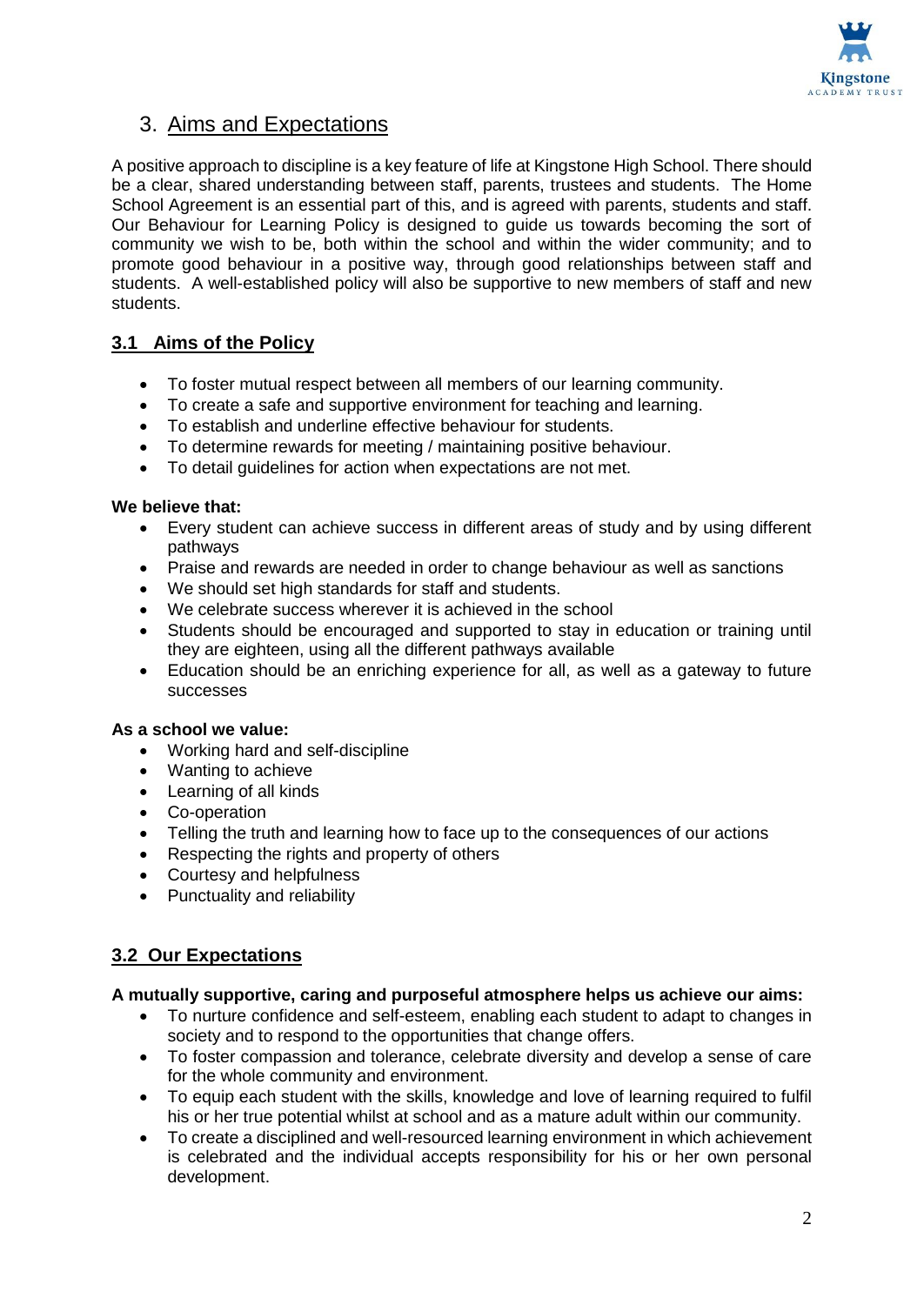## 3. Aims and Expectations

A positive approach to discipline is a key feature of life at Kingstone High School. There should be a clear, shared understanding between staff, parents, trustees and students. The Home School Agreement is an essential part of this, and is agreed with parents, students and staff. Our Behaviour for Learning Policy is designed to guide us towards becoming the sort of community we wish to be, both within the school and within the wider community; and to promote good behaviour in a positive way, through good relationships between staff and students. A well-established policy will also be supportive to new members of staff and new students.

### 3.1 Aims of the Policy

- To foster mutual respect between all members of our learning community.
- To create a safe and supportive environment for teaching and learning.
- To establish and underline effective behaviour for students.
- To determine rewards for meeting / maintaining positive behaviour.
- To detail guidelines for action when expectations are not met.

**We believe that:**

- Every student can achieve success in different areas of study and by using different pathways
- Praise and rewards are needed in order to change behaviour as well as sanctions
- We should set high standards for staff and students.
- We celebrate success wherever it is achieved in the school
- Students should be encouraged and supported to stay in education or training until they are eighteen, using all the different pathways available
- Education should be an enriching experience for all, as well as a gateway to future successes

**As a school we value:**

- Working hard and self-discipline
- Wanting to achieve
- Learning of all kinds
- Co-operation
- Telling the truth and learning how to face up to the consequences of our actions
- Respecting the rights and property of others
- Courtesy and helpfulness
- Punctuality and reliability

### 3.2 Our Expectations

**A mutually supportive, caring and purposeful atmosphere helps us achieve our aims:**

- To nurture confidence and self-esteem, enabling each student to adapt to changes in society and to respond to the opportunities that change offers.
- To foster compassion and tolerance, celebrate diversity and develop a sense of care for the whole community and environment.
- To equip each student with the skills, knowledge and love of learning required to fulfil his or her true potential whilst at school and as a mature adult within our community.
- To create a disciplined and well-resourced learning environment in which achievement is celebrated and the individual accepts responsibility for his or her own personal development.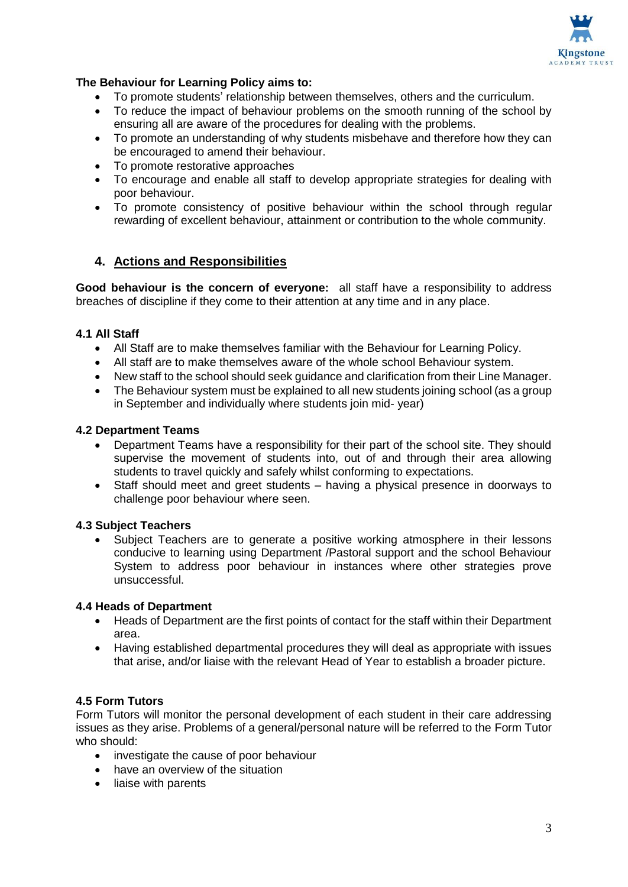**The Behaviour for Learning Policy aims to:**

- To promote students' relationship between themselves, others and the curriculum.
- To reduce the impact of behaviour problems on the smooth running of the school by ensuring all are aware of the procedures for dealing with the problems.
- To promote an understanding of why students misbehave and therefore how they can be encouraged to amend their behaviour.
- To promote restorative approaches
- To encourage and enable all staff to develop appropriate strategies for dealing with poor behaviour.
- To promote consistency of positive behaviour within the school through regular rewarding of excellent behaviour, attainment or contribution to the whole community.

## 4. Actions and Responsibilities

**Good behaviour is the concern of everyone:** all staff have a responsibility to address breaches of discipline if they come to their attention at any time and in any place.

### 4.1 All Staff

- All Staff are to make themselves familiar with the Behaviour for Learning Policy.
- All staff are to make themselves aware of the whole school Behaviour system.
- New staff to the school should seek guidance and clarification from their Line Manager.
- The Behaviour system must be explained to all new students joining school (as a group in September and individually where students join mid- year)

### 4.2 Department Teams

- Department Teams have a responsibility for their part of the school site. They should supervise the movement of students into, out of and through their area allowing students to travel quickly and safely whilst conforming to expectations.
- Staff should meet and greet students – having a physical presence in doorways to challenge poor behaviour where seen.

### 4.3 Subject Teachers

- Subject Teachers are to generate a positive working atmosphere in their lessons conducive to learning using Department /Pastoral support and the school Behaviour System to address poor behaviour in instances where other strategies prove unsuccessful.

### 4.4 Heads of Department

- Heads of Department are the first points of contact for the staff within their Department area.
- Having established departmental procedures they will deal as appropriate with issues that arise, and/or liaise with the relevant Head of Year to establish a broader picture.

### 4.5 Form Tutors

Form Tutors will monitor the personal development of each student in their care addressing issues as they arise. Problems of a general/personal nature will be referred to the Form Tutor who should:

- investigate the cause of poor behaviour
- have an overview of the situation
- liaise with parents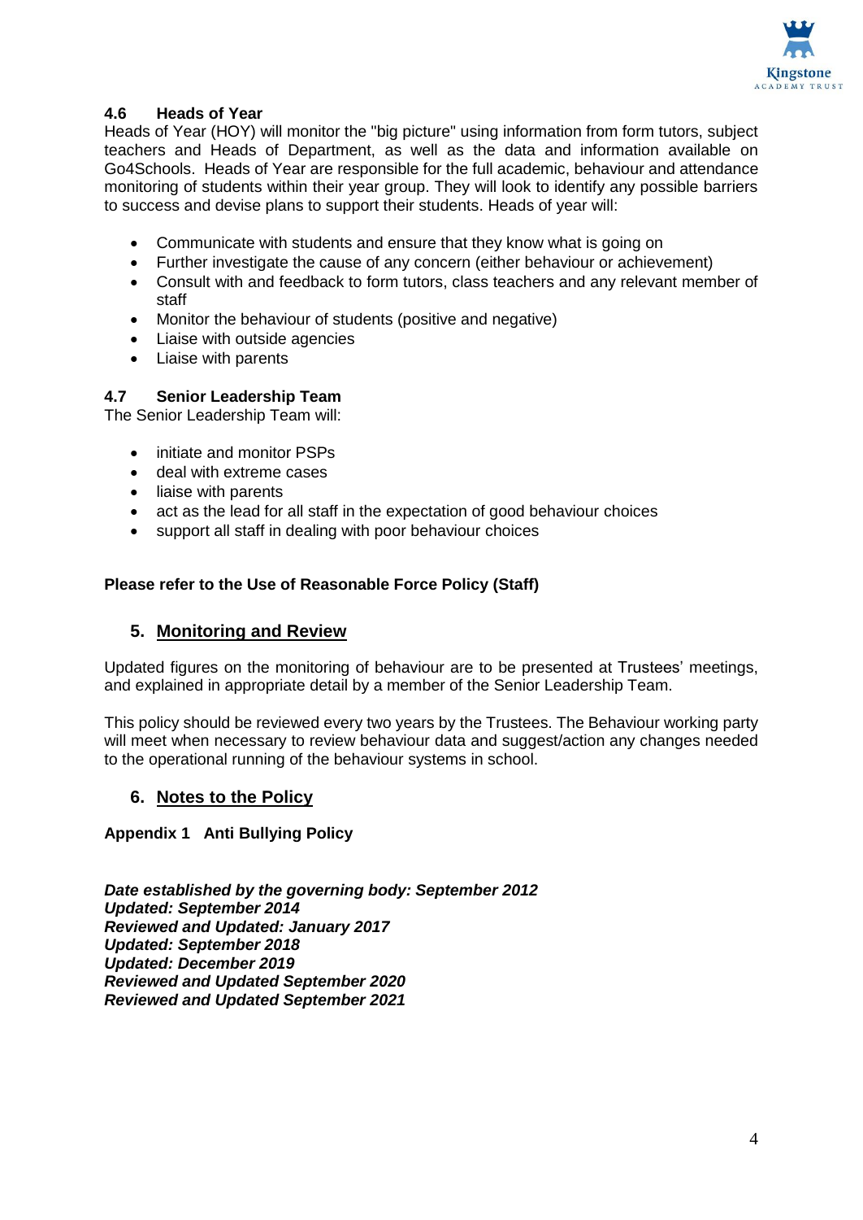### 4.6 Heads of Year

Heads of Year (HOY) will monitor the "big picture" using information from form tutors, subject teachers and Heads of Department, as well as the data and information available on Go4Schools. Heads of Year are responsible for the full academic, behaviour and attendance monitoring of students within their year group. They will look to identify any possible barriers to success and devise plans to support their students. Heads of year will:

- Communicate with students and ensure that they know what is going on
- Further investigate the cause of any concern (either behaviour or achievement)
- Consult with and feedback to form tutors, class teachers and any relevant member of staff
- Monitor the behaviour of students (positive and negative)
- Liaise with outside agencies
- Liaise with parents

### 4.7 Senior Leadership Team

The Senior Leadership Team will:

- initiate and monitor PSPs
- deal with extreme cases
- liaise with parents
- act as the lead for all staff in the expectation of good behaviour choices
- support all staff in dealing with poor behaviour choices

**Please refer to the Use of Reasonable Force Policy (Staff)**

## 5. Monitoring and Review

Updated figures on the monitoring of behaviour are to be presented at Trustees' meetings, and explained in appropriate detail by a member of the Senior Leadership Team.

This policy should be reviewed every two years by the Trustees. The Behaviour working party will meet when necessary to review behaviour data and suggest/action any changes needed to the operational running of the behaviour systems in school.

## 6. Notes to the Policy

**Appendix 1 Anti Bullying Policy**

***Date established by the governing body: September 2012***
***Updated: September 2014***
***Reviewed and Updated: January 2017***
***Updated: September 2018***
***Updated: December 2019***
***Reviewed and Updated September 2020***
***Reviewed and Updated September 2021***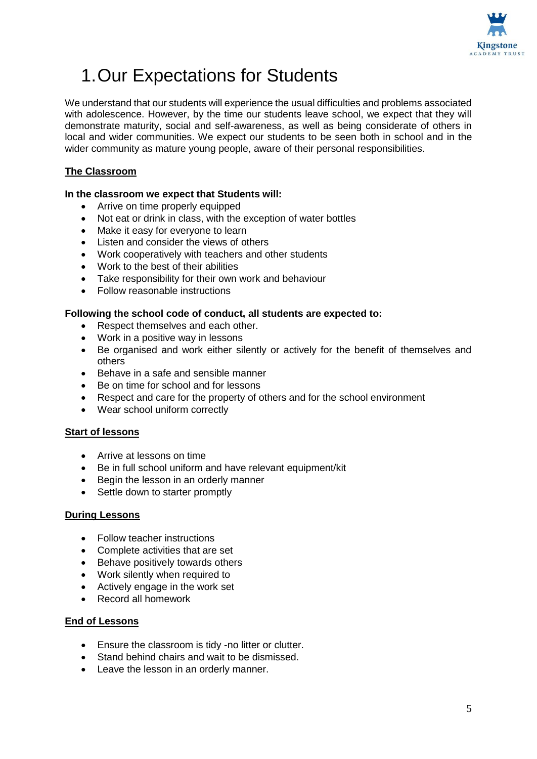# 1. Our Expectations for Students

We understand that our students will experience the usual difficulties and problems associated with adolescence. However, by the time our students leave school, we expect that they will demonstrate maturity, social and self-awareness, as well as being considerate of others in local and wider communities. We expect our students to be seen both in school and in the wider community as mature young people, aware of their personal responsibilities.

**The Classroom**

**In the classroom we expect that Students will:**

- Arrive on time properly equipped
- Not eat or drink in class, with the exception of water bottles
- Make it easy for everyone to learn
- Listen and consider the views of others
- Work cooperatively with teachers and other students
- Work to the best of their abilities
- Take responsibility for their own work and behaviour
- Follow reasonable instructions

**Following the school code of conduct, all students are expected to:**

- Respect themselves and each other.
- Work in a positive way in lessons
- Be organised and work either silently or actively for the benefit of themselves and others
- Behave in a safe and sensible manner
- Be on time for school and for lessons
- Respect and care for the property of others and for the school environment
- Wear school uniform correctly

**Start of lessons**

- Arrive at lessons on time
- Be in full school uniform and have relevant equipment/kit
- Begin the lesson in an orderly manner
- Settle down to starter promptly

**During Lessons**

- Follow teacher instructions
- Complete activities that are set
- Behave positively towards others
- Work silently when required to
- Actively engage in the work set
- Record all homework

**End of Lessons**

- Ensure the classroom is tidy -no litter or clutter.
- Stand behind chairs and wait to be dismissed.
- Leave the lesson in an orderly manner.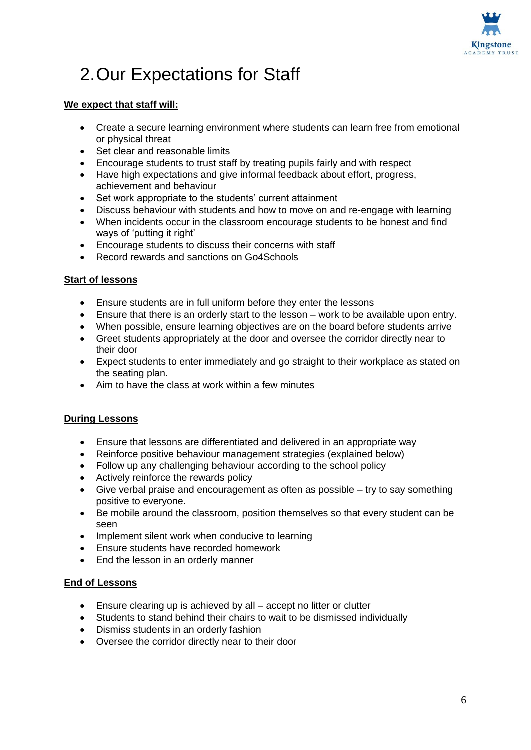# 2. Our Expectations for Staff

**We expect that staff will:**

- Create a secure learning environment where students can learn free from emotional or physical threat
- Set clear and reasonable limits
- Encourage students to trust staff by treating pupils fairly and with respect
- Have high expectations and give informal feedback about effort, progress, achievement and behaviour
- Set work appropriate to the students' current attainment
- Discuss behaviour with students and how to move on and re-engage with learning
- When incidents occur in the classroom encourage students to be honest and find ways of 'putting it right'
- Encourage students to discuss their concerns with staff
- Record rewards and sanctions on Go4Schools

**Start of lessons**

- Ensure students are in full uniform before they enter the lessons
- Ensure that there is an orderly start to the lesson – work to be available upon entry.
- When possible, ensure learning objectives are on the board before students arrive
- Greet students appropriately at the door and oversee the corridor directly near to their door
- Expect students to enter immediately and go straight to their workplace as stated on the seating plan.
- Aim to have the class at work within a few minutes

**During Lessons**

- Ensure that lessons are differentiated and delivered in an appropriate way
- Reinforce positive behaviour management strategies (explained below)
- Follow up any challenging behaviour according to the school policy
- Actively reinforce the rewards policy
- Give verbal praise and encouragement as often as possible – try to say something positive to everyone.
- Be mobile around the classroom, position themselves so that every student can be seen
- Implement silent work when conducive to learning
- Ensure students have recorded homework
- End the lesson in an orderly manner

**End of Lessons**

- Ensure clearing up is achieved by all – accept no litter or clutter
- Students to stand behind their chairs to wait to be dismissed individually
- Dismiss students in an orderly fashion
- Oversee the corridor directly near to their door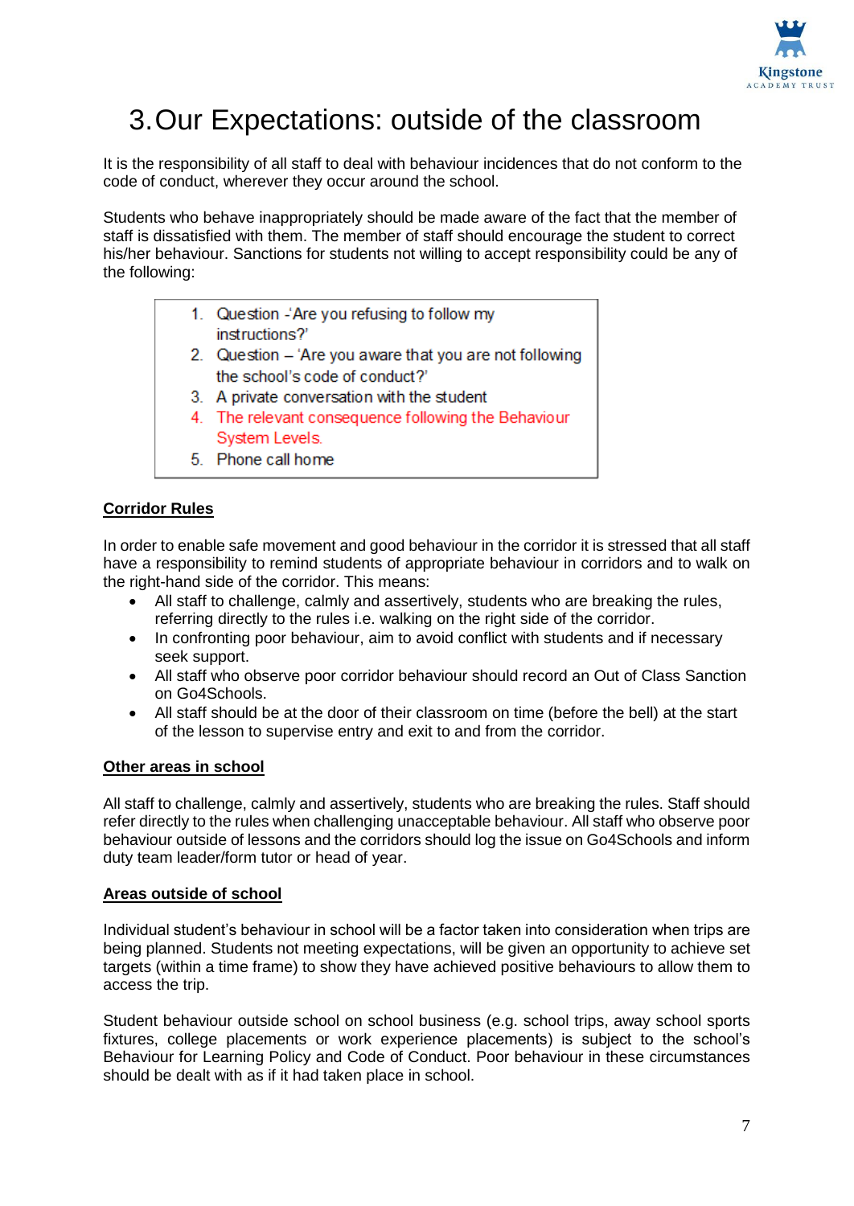# 3. Our Expectations: outside of the classroom

It is the responsibility of all staff to deal with behaviour incidences that do not conform to the code of conduct, wherever they occur around the school.

Students who behave inappropriately should be made aware of the fact that the member of staff is dissatisfied with them. The member of staff should encourage the student to correct his/her behaviour. Sanctions for students not willing to accept responsibility could be any of the following:

1. Question -'Are you refusing to follow my instructions?'
2. Question – 'Are you aware that you are not following the school's code of conduct?'
3. A private conversation with the student
4. The relevant consequence following the Behaviour System Levels.
5. Phone call home

**Corridor Rules**

In order to enable safe movement and good behaviour in the corridor it is stressed that all staff have a responsibility to remind students of appropriate behaviour in corridors and to walk on the right-hand side of the corridor. This means:

- All staff to challenge, calmly and assertively, students who are breaking the rules, referring directly to the rules i.e. walking on the right side of the corridor.
- In confronting poor behaviour, aim to avoid conflict with students and if necessary seek support.
- All staff who observe poor corridor behaviour should record an Out of Class Sanction on Go4Schools.
- All staff should be at the door of their classroom on time (before the bell) at the start of the lesson to supervise entry and exit to and from the corridor.

**Other areas in school**

All staff to challenge, calmly and assertively, students who are breaking the rules. Staff should refer directly to the rules when challenging unacceptable behaviour. All staff who observe poor behaviour outside of lessons and the corridors should log the issue on Go4Schools and inform duty team leader/form tutor or head of year.

**Areas outside of school**

Individual student's behaviour in school will be a factor taken into consideration when trips are being planned. Students not meeting expectations, will be given an opportunity to achieve set targets (within a time frame) to show they have achieved positive behaviours to allow them to access the trip.

Student behaviour outside school on school business (e.g. school trips, away school sports fixtures, college placements or work experience placements) is subject to the school's Behaviour for Learning Policy and Code of Conduct. Poor behaviour in these circumstances should be dealt with as if it had taken place in school.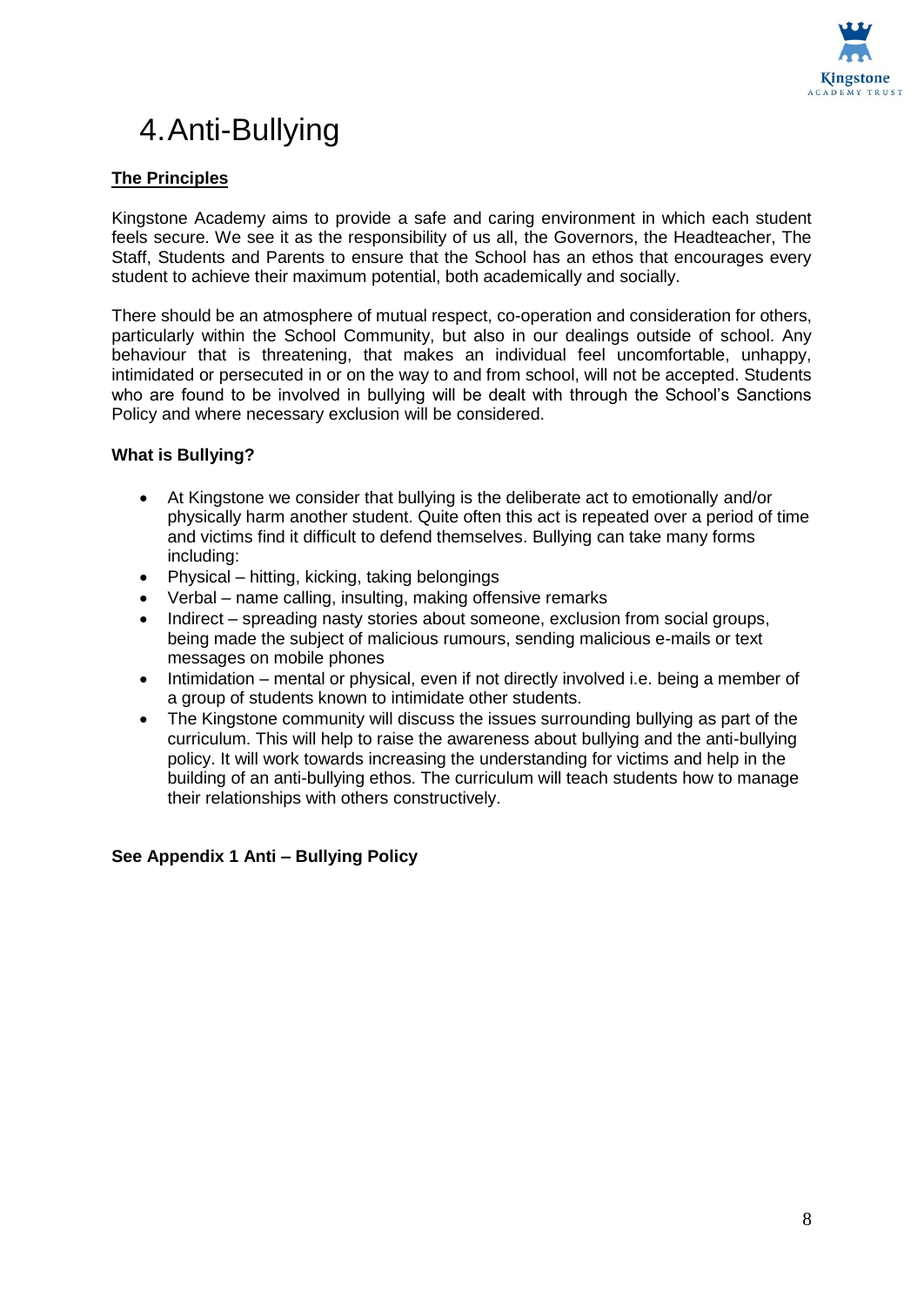# 4. Anti-Bullying

**The Principles**

Kingstone Academy aims to provide a safe and caring environment in which each student feels secure. We see it as the responsibility of us all, the Governors, the Headteacher, The Staff, Students and Parents to ensure that the School has an ethos that encourages every student to achieve their maximum potential, both academically and socially.

There should be an atmosphere of mutual respect, co-operation and consideration for others, particularly within the School Community, but also in our dealings outside of school. Any behaviour that is threatening, that makes an individual feel uncomfortable, unhappy, intimidated or persecuted in or on the way to and from school, will not be accepted. Students who are found to be involved in bullying will be dealt with through the School's Sanctions Policy and where necessary exclusion will be considered.

**What is Bullying?**

- At Kingstone we consider that bullying is the deliberate act to emotionally and/or physically harm another student. Quite often this act is repeated over a period of time and victims find it difficult to defend themselves. Bullying can take many forms including:
- Physical – hitting, kicking, taking belongings
- Verbal – name calling, insulting, making offensive remarks
- Indirect – spreading nasty stories about someone, exclusion from social groups, being made the subject of malicious rumours, sending malicious e-mails or text messages on mobile phones
- Intimidation – mental or physical, even if not directly involved i.e. being a member of a group of students known to intimidate other students.
- The Kingstone community will discuss the issues surrounding bullying as part of the curriculum. This will help to raise the awareness about bullying and the anti-bullying policy. It will work towards increasing the understanding for victims and help in the building of an anti-bullying ethos. The curriculum will teach students how to manage their relationships with others constructively.

**See Appendix 1 Anti – Bullying Policy**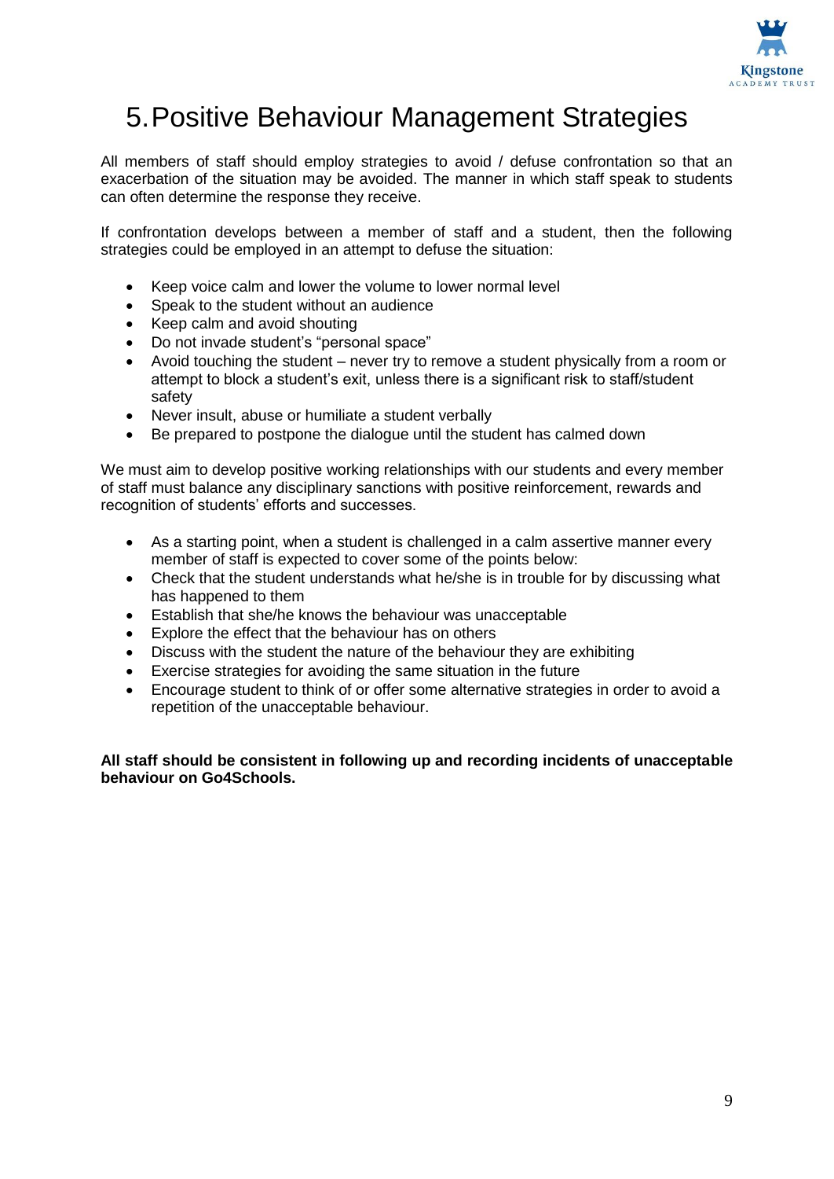# 5. Positive Behaviour Management Strategies

All members of staff should employ strategies to avoid / defuse confrontation so that an exacerbation of the situation may be avoided. The manner in which staff speak to students can often determine the response they receive.

If confrontation develops between a member of staff and a student, then the following strategies could be employed in an attempt to defuse the situation:

- Keep voice calm and lower the volume to lower normal level
- Speak to the student without an audience
- Keep calm and avoid shouting
- Do not invade student's "personal space"
- Avoid touching the student – never try to remove a student physically from a room or attempt to block a student's exit, unless there is a significant risk to staff/student safety
- Never insult, abuse or humiliate a student verbally
- Be prepared to postpone the dialogue until the student has calmed down

We must aim to develop positive working relationships with our students and every member of staff must balance any disciplinary sanctions with positive reinforcement, rewards and recognition of students' efforts and successes.

- As a starting point, when a student is challenged in a calm assertive manner every member of staff is expected to cover some of the points below:
- Check that the student understands what he/she is in trouble for by discussing what has happened to them
- Establish that she/he knows the behaviour was unacceptable
- Explore the effect that the behaviour has on others
- Discuss with the student the nature of the behaviour they are exhibiting
- Exercise strategies for avoiding the same situation in the future
- Encourage student to think of or offer some alternative strategies in order to avoid a repetition of the unacceptable behaviour.

**All staff should be consistent in following up and recording incidents of unacceptable behaviour on Go4Schools.**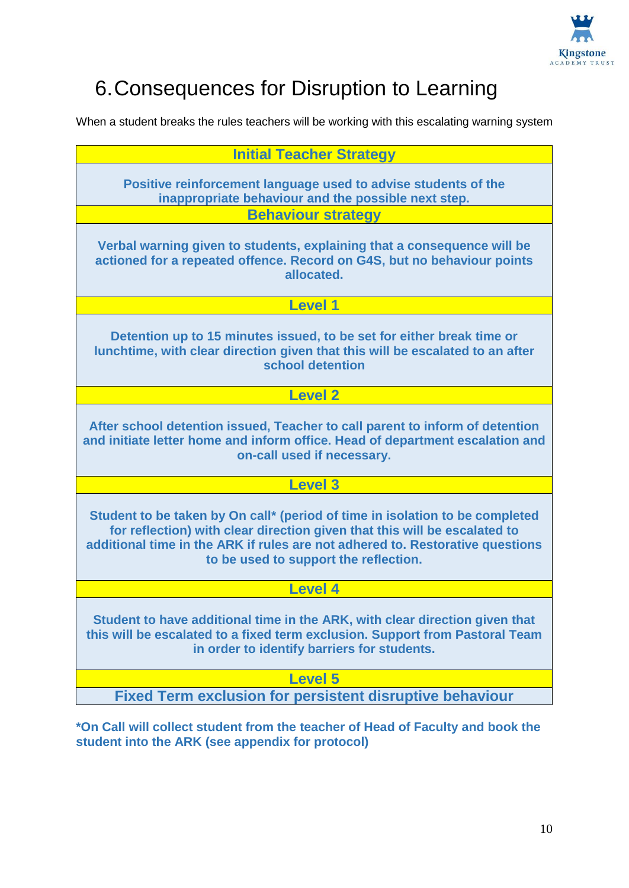# 6. Consequences for Disruption to Learning

When a student breaks the rules teachers will be working with this escalating warning system

| **Initial Teacher Strategy** |
|---|
| **Positive reinforcement language used to advise students of the inappropriate behaviour and the possible next step.** |
| **Behaviour strategy** |
| **Verbal warning given to students, explaining that a consequence will be actioned for a repeated offence. Record on G4S, but no behaviour points allocated.** |
| **Level 1** |
| **Detention up to 15 minutes issued, to be set for either break time or lunchtime, with clear direction given that this will be escalated to an after school detention** |
| **Level 2** |
| **After school detention issued, Teacher to call parent to inform of detention and initiate letter home and inform office. Head of department escalation and on-call used if necessary.** |
| **Level 3** |
| **Student to be taken by On call* (period of time in isolation to be completed for reflection) with clear direction given that this will be escalated to additional time in the ARK if rules are not adhered to. Restorative questions to be used to support the reflection.** |
| **Level 4** |
| **Student to have additional time in the ARK, with clear direction given that this will be escalated to a fixed term exclusion. Support from Pastoral Team in order to identify barriers for students.** |
| **Level 5** |
| **Fixed Term exclusion for persistent disruptive behaviour** |

**\*On Call will collect student from the teacher of Head of Faculty and book the student into the ARK (see appendix for protocol)**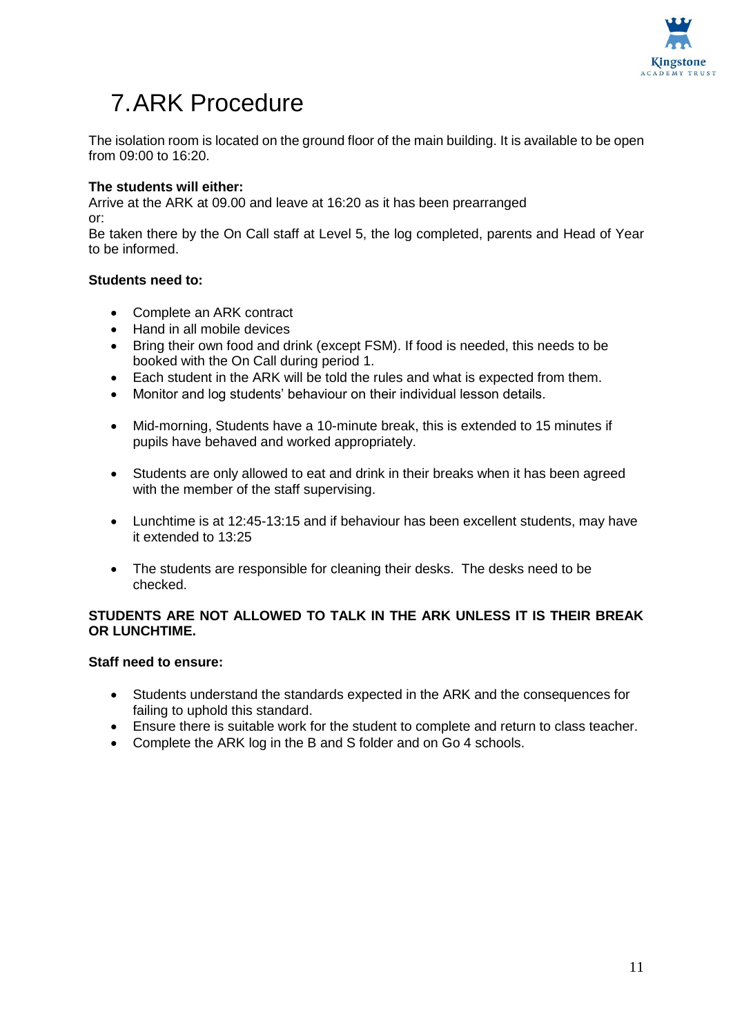# 7. ARK Procedure

The isolation room is located on the ground floor of the main building. It is available to be open from 09:00 to 16:20.

**The students will either:**
Arrive at the ARK at 09.00 and leave at 16:20 as it has been prearranged
or:
Be taken there by the On Call staff at Level 5, the log completed, parents and Head of Year to be informed.

**Students need to:**

- Complete an ARK contract
- Hand in all mobile devices
- Bring their own food and drink (except FSM). If food is needed, this needs to be booked with the On Call during period 1.
- Each student in the ARK will be told the rules and what is expected from them.
- Monitor and log students' behaviour on their individual lesson details.
- Mid-morning, Students have a 10-minute break, this is extended to 15 minutes if pupils have behaved and worked appropriately.
- Students are only allowed to eat and drink in their breaks when it has been agreed with the member of the staff supervising.
- Lunchtime is at 12:45-13:15 and if behaviour has been excellent students, may have it extended to 13:25
- The students are responsible for cleaning their desks. The desks need to be checked.

**STUDENTS ARE NOT ALLOWED TO TALK IN THE ARK UNLESS IT IS THEIR BREAK OR LUNCHTIME.**

**Staff need to ensure:**

- Students understand the standards expected in the ARK and the consequences for failing to uphold this standard.
- Ensure there is suitable work for the student to complete and return to class teacher.
- Complete the ARK log in the B and S folder and on Go 4 schools.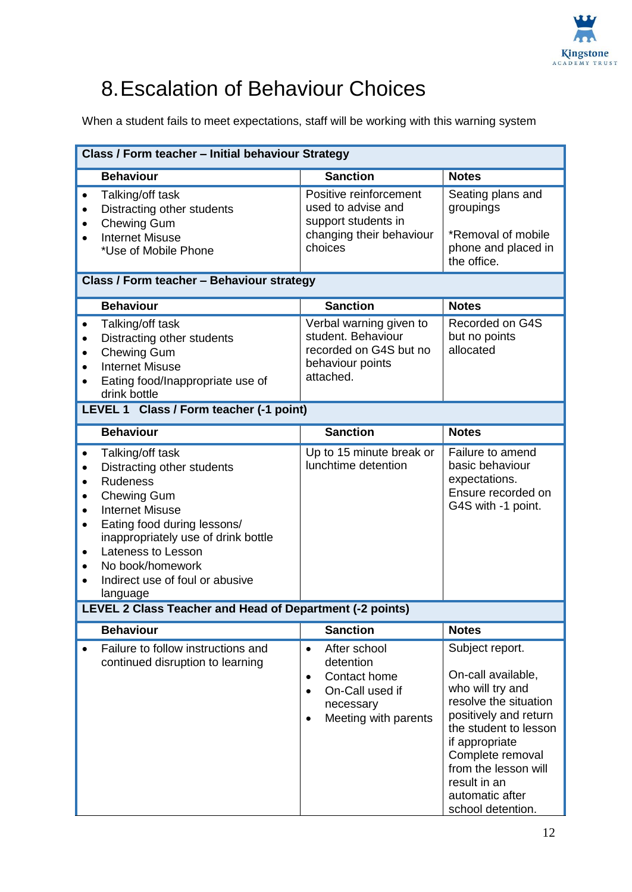# 8. Escalation of Behaviour Choices

When a student fails to meet expectations, staff will be working with this warning system

| Class / Form teacher – Initial behaviour Strategy | | |
|---|---|---|
| **Behaviour** | **Sanction** | **Notes** |
| • Talking/off task<br>• Distracting other students<br>• Chewing Gum<br>• Internet Misuse<br>*Use of Mobile Phone | Positive reinforcement used to advise and support students in changing their behaviour choices | Seating plans and groupings<br><br>*Removal of mobile phone and placed in the office. |
| **Class / Form teacher – Behaviour strategy** | | |
| **Behaviour** | **Sanction** | **Notes** |
| • Talking/off task<br>• Distracting other students<br>• Chewing Gum<br>• Internet Misuse<br>• Eating food/Inappropriate use of drink bottle | Verbal warning given to student. Behaviour recorded on G4S but no behaviour points attached. | Recorded on G4S but no points allocated |
| **LEVEL 1 Class / Form teacher (-1 point)** | | |
| **Behaviour** | **Sanction** | **Notes** |
| • Talking/off task<br>• Distracting other students<br>• Rudeness<br>• Chewing Gum<br>• Internet Misuse<br>• Eating food during lessons/ inappropriately use of drink bottle<br>• Lateness to Lesson<br>• No book/homework<br>• Indirect use of foul or abusive language | Up to 15 minute break or lunchtime detention | Failure to amend basic behaviour expectations. Ensure recorded on G4S with -1 point. |
| **LEVEL 2 Class Teacher and Head of Department (-2 points)** | | |
| **Behaviour** | **Sanction** | **Notes** |
| • Failure to follow instructions and continued disruption to learning | • After school detention<br>• Contact home<br>• On-Call used if necessary<br>• Meeting with parents | Subject report.<br><br>On-call available, who will try and resolve the situation positively and return the student to lesson if appropriate Complete removal from the lesson will result in an automatic after school detention. |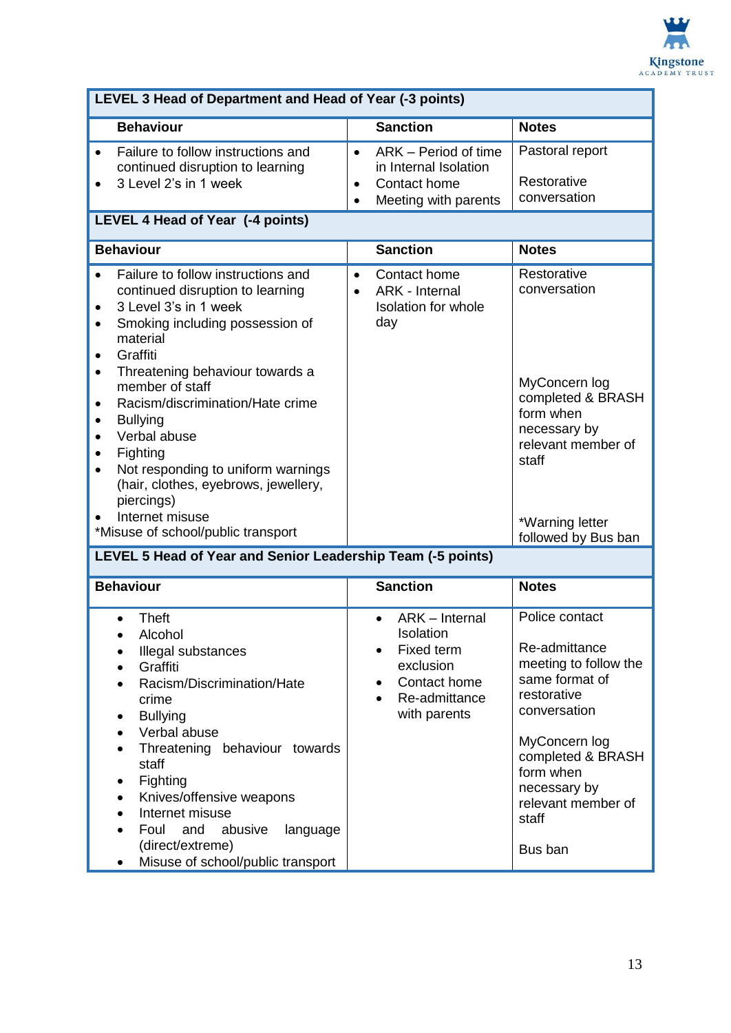| **LEVEL 3 Head of Department and Head of Year (-3 points)** | | |
|---|---|---|
| **Behaviour** | **Sanction** | **Notes** |
| • Failure to follow instructions and continued disruption to learning<br>• 3 Level 2's in 1 week | • ARK – Period of time in Internal Isolation<br>• Contact home<br>• Meeting with parents | Pastoral report<br><br>Restorative conversation |

| **LEVEL 4 Head of Year (-4 points)** | | |
|---|---|---|
| **Behaviour** | **Sanction** | **Notes** |
| • Failure to follow instructions and continued disruption to learning<br>• 3 Level 3's in 1 week<br>• Smoking including possession of material<br>• Graffiti<br>• Threatening behaviour towards a member of staff<br>• Racism/discrimination/Hate crime<br>• Bullying<br>• Verbal abuse<br>• Fighting<br>• Not responding to uniform warnings (hair, clothes, eyebrows, jewellery, piercings)<br>• Internet misuse<br>*Misuse of school/public transport | • Contact home<br>• ARK - Internal Isolation for whole day | Restorative conversation<br><br>MyConcern log completed & BRASH form when necessary by relevant member of staff<br><br>*Warning letter followed by Bus ban |

| **LEVEL 5 Head of Year and Senior Leadership Team (-5 points)** | | |
|---|---|---|
| **Behaviour** | **Sanction** | **Notes** |
| • Theft<br>• Alcohol<br>• Illegal substances<br>• Graffiti<br>• Racism/Discrimination/Hate crime<br>• Bullying<br>• Verbal abuse<br>• Threatening behaviour towards staff<br>• Fighting<br>• Knives/offensive weapons<br>• Internet misuse<br>• Foul and abusive language (direct/extreme)<br>• Misuse of school/public transport | • ARK – Internal Isolation<br>• Fixed term exclusion<br>• Contact home<br>• Re-admittance with parents | Police contact<br><br>Re-admittance meeting to follow the same format of restorative conversation<br><br>MyConcern log completed & BRASH form when necessary by relevant member of staff<br><br>Bus ban |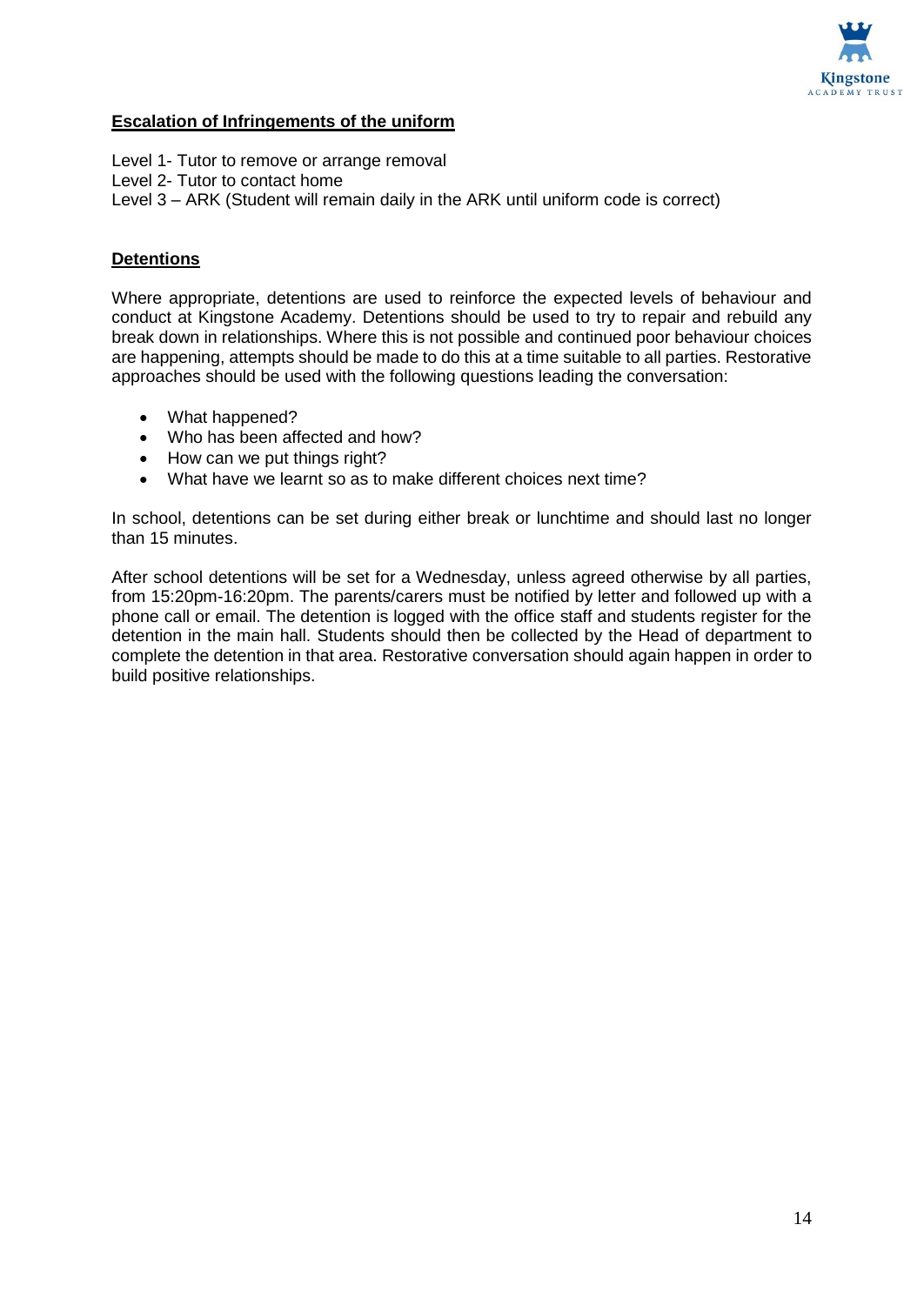**Escalation of Infringements of the uniform**

Level 1- Tutor to remove or arrange removal
Level 2- Tutor to contact home
Level 3 – ARK (Student will remain daily in the ARK until uniform code is correct)

**Detentions**

Where appropriate, detentions are used to reinforce the expected levels of behaviour and conduct at Kingstone Academy. Detentions should be used to try to repair and rebuild any break down in relationships. Where this is not possible and continued poor behaviour choices are happening, attempts should be made to do this at a time suitable to all parties. Restorative approaches should be used with the following questions leading the conversation:

- What happened?
- Who has been affected and how?
- How can we put things right?
- What have we learnt so as to make different choices next time?

In school, detentions can be set during either break or lunchtime and should last no longer than 15 minutes.

After school detentions will be set for a Wednesday, unless agreed otherwise by all parties, from 15:20pm-16:20pm. The parents/carers must be notified by letter and followed up with a phone call or email. The detention is logged with the office staff and students register for the detention in the main hall. Students should then be collected by the Head of department to complete the detention in that area. Restorative conversation should again happen in order to build positive relationships.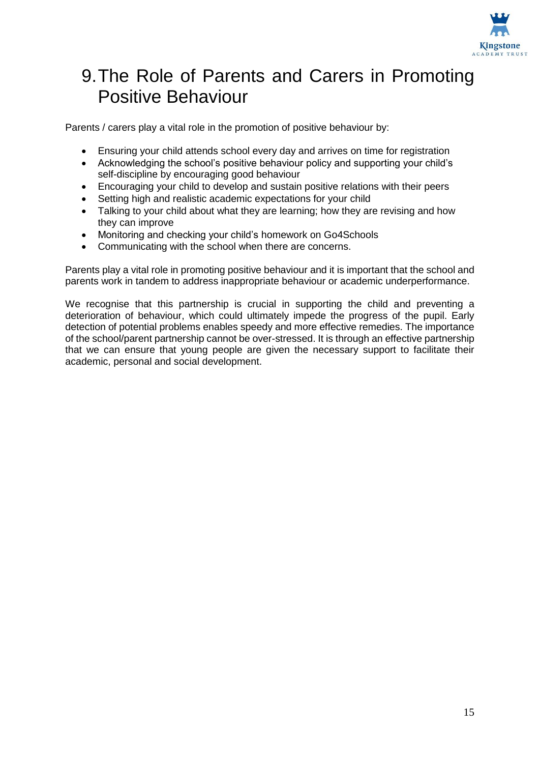# 9. The Role of Parents and Carers in Promoting Positive Behaviour

Parents / carers play a vital role in the promotion of positive behaviour by:

- Ensuring your child attends school every day and arrives on time for registration
- Acknowledging the school's positive behaviour policy and supporting your child's self-discipline by encouraging good behaviour
- Encouraging your child to develop and sustain positive relations with their peers
- Setting high and realistic academic expectations for your child
- Talking to your child about what they are learning; how they are revising and how they can improve
- Monitoring and checking your child's homework on Go4Schools
- Communicating with the school when there are concerns.

Parents play a vital role in promoting positive behaviour and it is important that the school and parents work in tandem to address inappropriate behaviour or academic underperformance.

We recognise that this partnership is crucial in supporting the child and preventing a deterioration of behaviour, which could ultimately impede the progress of the pupil. Early detection of potential problems enables speedy and more effective remedies. The importance of the school/parent partnership cannot be over-stressed. It is through an effective partnership that we can ensure that young people are given the necessary support to facilitate their academic, personal and social development.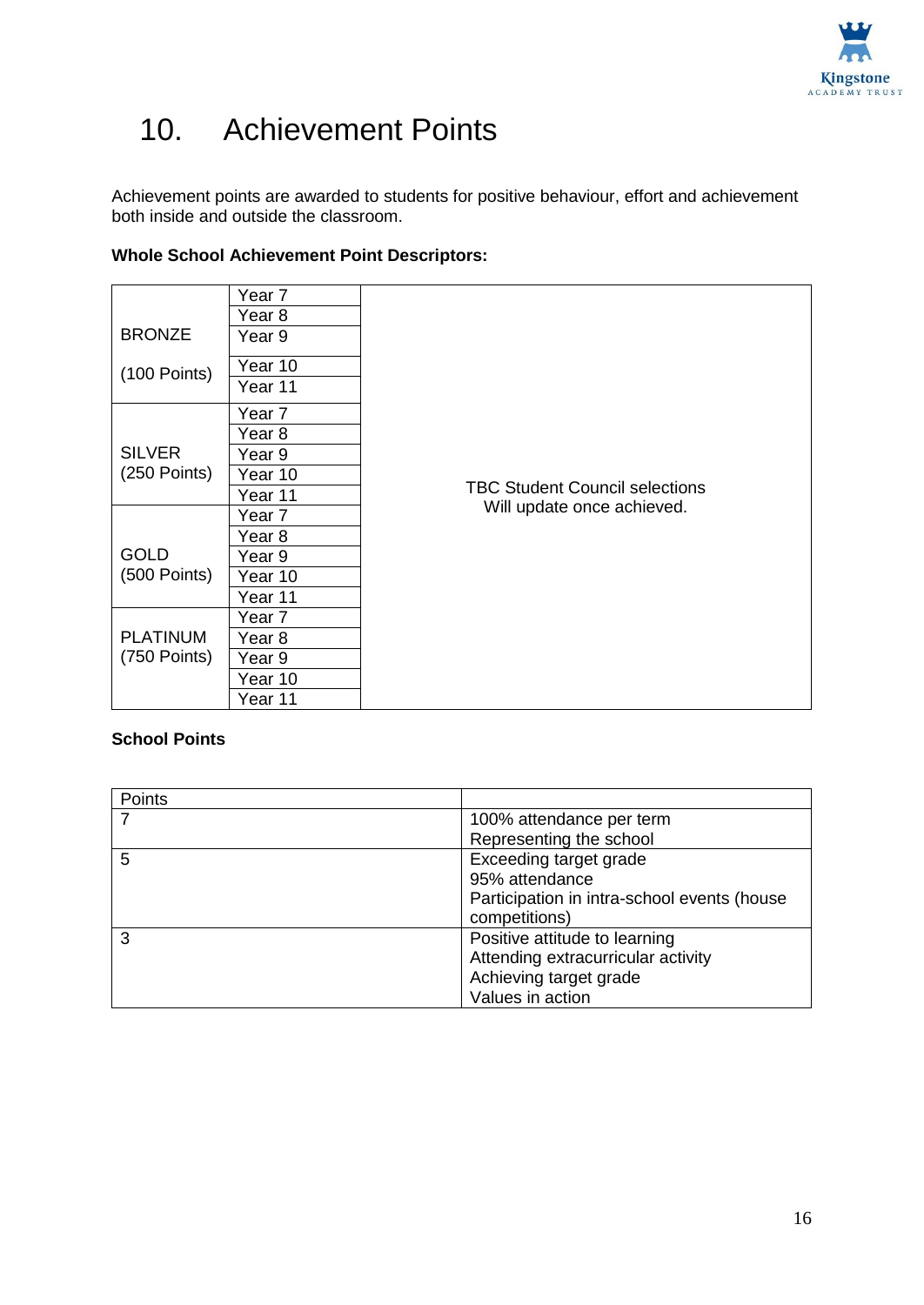# 10. Achievement Points

Achievement points are awarded to students for positive behaviour, effort and achievement both inside and outside the classroom.

**Whole School Achievement Point Descriptors:**

| | | |
|---|---|---|
| BRONZE (100 Points) | Year 7 | TBC Student Council selections Will update once achieved. |
| | Year 8 | |
| | Year 9 | |
| | Year 10 | |
| | Year 11 | |
| SILVER (250 Points) | Year 7 | |
| | Year 8 | |
| | Year 9 | |
| | Year 10 | |
| | Year 11 | |
| GOLD (500 Points) | Year 7 | |
| | Year 8 | |
| | Year 9 | |
| | Year 10 | |
| | Year 11 | |
| PLATINUM (750 Points) | Year 7 | |
| | Year 8 | |
| | Year 9 | |
| | Year 10 | |
| | Year 11 | |

**School Points**

| Points | |
|---|---|
| 7 | 100% attendance per term<br>Representing the school |
| 5 | Exceeding target grade<br>95% attendance<br>Participation in intra-school events (house competitions) |
| 3 | Positive attitude to learning<br>Attending extracurricular activity<br>Achieving target grade<br>Values in action |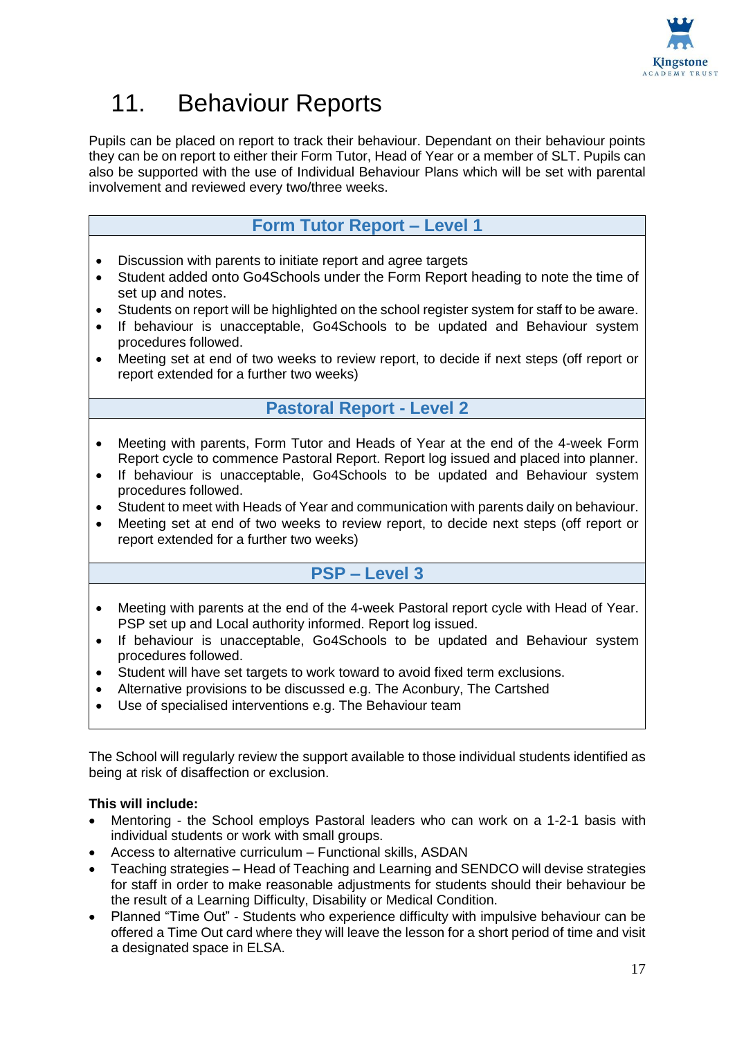# 11. Behaviour Reports

Pupils can be placed on report to track their behaviour. Dependant on their behaviour points they can be on report to either their Form Tutor, Head of Year or a member of SLT. Pupils can also be supported with the use of Individual Behaviour Plans which will be set with parental involvement and reviewed every two/three weeks.

### Form Tutor Report – Level 1

- Discussion with parents to initiate report and agree targets
- Student added onto Go4Schools under the Form Report heading to note the time of set up and notes.
- Students on report will be highlighted on the school register system for staff to be aware.
- If behaviour is unacceptable, Go4Schools to be updated and Behaviour system procedures followed.
- Meeting set at end of two weeks to review report, to decide if next steps (off report or report extended for a further two weeks)

### Pastoral Report - Level 2

- Meeting with parents, Form Tutor and Heads of Year at the end of the 4-week Form Report cycle to commence Pastoral Report. Report log issued and placed into planner.
- If behaviour is unacceptable, Go4Schools to be updated and Behaviour system procedures followed.
- Student to meet with Heads of Year and communication with parents daily on behaviour.
- Meeting set at end of two weeks to review report, to decide next steps (off report or report extended for a further two weeks)

### PSP – Level 3

- Meeting with parents at the end of the 4-week Pastoral report cycle with Head of Year. PSP set up and Local authority informed. Report log issued.
- If behaviour is unacceptable, Go4Schools to be updated and Behaviour system procedures followed.
- Student will have set targets to work toward to avoid fixed term exclusions.
- Alternative provisions to be discussed e.g. The Aconbury, The Cartshed
- Use of specialised interventions e.g. The Behaviour team

The School will regularly review the support available to those individual students identified as being at risk of disaffection or exclusion.

**This will include:**

- Mentoring - the School employs Pastoral leaders who can work on a 1-2-1 basis with individual students or work with small groups.
- Access to alternative curriculum – Functional skills, ASDAN
- Teaching strategies – Head of Teaching and Learning and SENDCO will devise strategies for staff in order to make reasonable adjustments for students should their behaviour be the result of a Learning Difficulty, Disability or Medical Condition.
- Planned "Time Out" - Students who experience difficulty with impulsive behaviour can be offered a Time Out card where they will leave the lesson for a short period of time and visit a designated space in ELSA.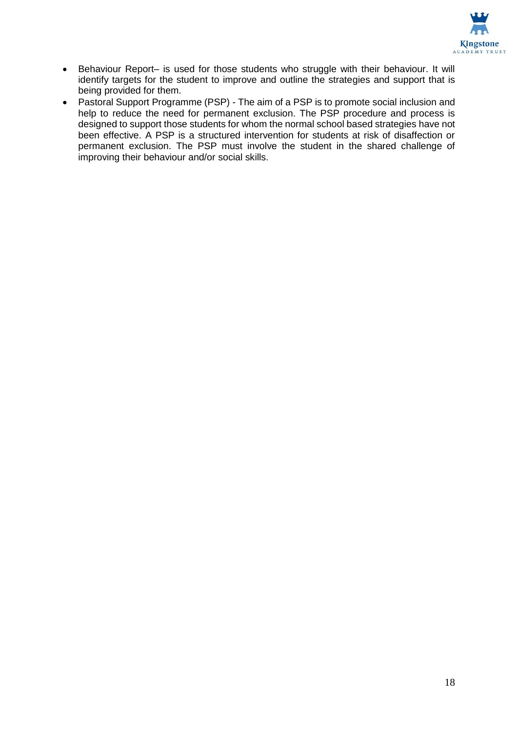- Behaviour Report– is used for those students who struggle with their behaviour. It will identify targets for the student to improve and outline the strategies and support that is being provided for them.
- Pastoral Support Programme (PSP) - The aim of a PSP is to promote social inclusion and help to reduce the need for permanent exclusion. The PSP procedure and process is designed to support those students for whom the normal school based strategies have not been effective. A PSP is a structured intervention for students at risk of disaffection or permanent exclusion. The PSP must involve the student in the shared challenge of improving their behaviour and/or social skills.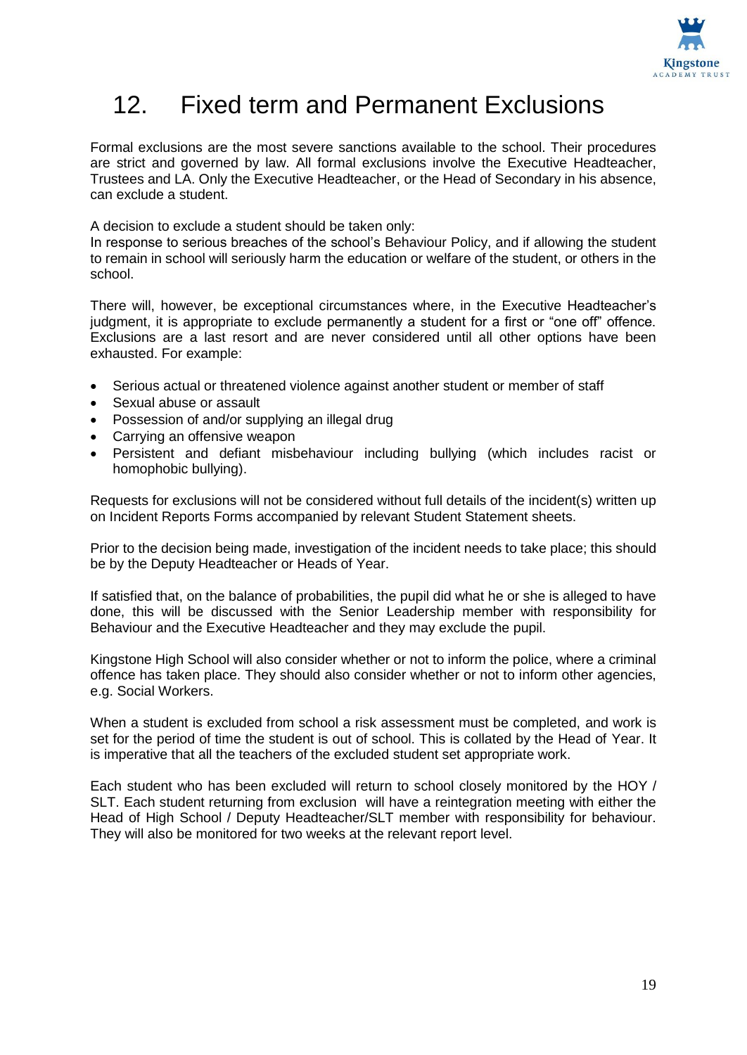# 12. Fixed term and Permanent Exclusions

Formal exclusions are the most severe sanctions available to the school. Their procedures are strict and governed by law. All formal exclusions involve the Executive Headteacher, Trustees and LA. Only the Executive Headteacher, or the Head of Secondary in his absence, can exclude a student.

A decision to exclude a student should be taken only:
In response to serious breaches of the school's Behaviour Policy, and if allowing the student to remain in school will seriously harm the education or welfare of the student, or others in the school.

There will, however, be exceptional circumstances where, in the Executive Headteacher's judgment, it is appropriate to exclude permanently a student for a first or "one off" offence. Exclusions are a last resort and are never considered until all other options have been exhausted. For example:

- Serious actual or threatened violence against another student or member of staff
- Sexual abuse or assault
- Possession of and/or supplying an illegal drug
- Carrying an offensive weapon
- Persistent and defiant misbehaviour including bullying (which includes racist or homophobic bullying).

Requests for exclusions will not be considered without full details of the incident(s) written up on Incident Reports Forms accompanied by relevant Student Statement sheets.

Prior to the decision being made, investigation of the incident needs to take place; this should be by the Deputy Headteacher or Heads of Year.

If satisfied that, on the balance of probabilities, the pupil did what he or she is alleged to have done, this will be discussed with the Senior Leadership member with responsibility for Behaviour and the Executive Headteacher and they may exclude the pupil.

Kingstone High School will also consider whether or not to inform the police, where a criminal offence has taken place. They should also consider whether or not to inform other agencies, e.g. Social Workers.

When a student is excluded from school a risk assessment must be completed, and work is set for the period of time the student is out of school. This is collated by the Head of Year. It is imperative that all the teachers of the excluded student set appropriate work.

Each student who has been excluded will return to school closely monitored by the HOY / SLT. Each student returning from exclusion will have a reintegration meeting with either the Head of High School / Deputy Headteacher/SLT member with responsibility for behaviour. They will also be monitored for two weeks at the relevant report level.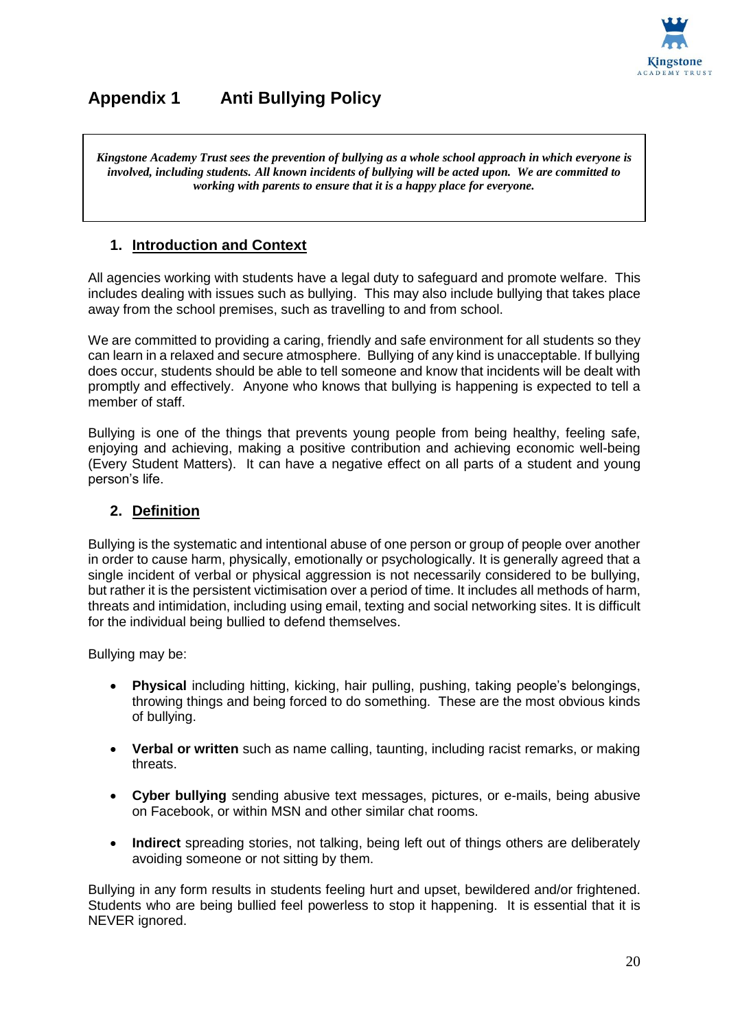# Appendix 1 Anti Bullying Policy

*Kingstone Academy Trust sees the prevention of bullying as a whole school approach in which everyone is involved, including students. All known incidents of bullying will be acted upon. We are committed to working with parents to ensure that it is a happy place for everyone.*

## 1. Introduction and Context

All agencies working with students have a legal duty to safeguard and promote welfare. This includes dealing with issues such as bullying. This may also include bullying that takes place away from the school premises, such as travelling to and from school.

We are committed to providing a caring, friendly and safe environment for all students so they can learn in a relaxed and secure atmosphere. Bullying of any kind is unacceptable. If bullying does occur, students should be able to tell someone and know that incidents will be dealt with promptly and effectively. Anyone who knows that bullying is happening is expected to tell a member of staff.

Bullying is one of the things that prevents young people from being healthy, feeling safe, enjoying and achieving, making a positive contribution and achieving economic well-being (Every Student Matters). It can have a negative effect on all parts of a student and young person's life.

## 2. Definition

Bullying is the systematic and intentional abuse of one person or group of people over another in order to cause harm, physically, emotionally or psychologically. It is generally agreed that a single incident of verbal or physical aggression is not necessarily considered to be bullying, but rather it is the persistent victimisation over a period of time. It includes all methods of harm, threats and intimidation, including using email, texting and social networking sites. It is difficult for the individual being bullied to defend themselves.

Bullying may be:

- **Physical** including hitting, kicking, hair pulling, pushing, taking people's belongings, throwing things and being forced to do something. These are the most obvious kinds of bullying.
- **Verbal or written** such as name calling, taunting, including racist remarks, or making threats.
- **Cyber bullying** sending abusive text messages, pictures, or e-mails, being abusive on Facebook, or within MSN and other similar chat rooms.
- **Indirect** spreading stories, not talking, being left out of things others are deliberately avoiding someone or not sitting by them.

Bullying in any form results in students feeling hurt and upset, bewildered and/or frightened. Students who are being bullied feel powerless to stop it happening. It is essential that it is NEVER ignored.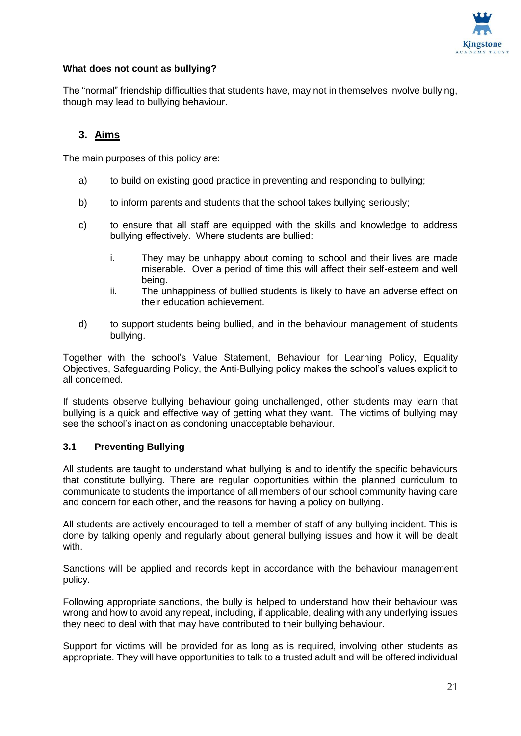**What does not count as bullying?**

The "normal" friendship difficulties that students have, may not in themselves involve bullying, though may lead to bullying behaviour.

## 3. Aims

The main purposes of this policy are:

a) to build on existing good practice in preventing and responding to bullying;

b) to inform parents and students that the school takes bullying seriously;

c) to ensure that all staff are equipped with the skills and knowledge to address bullying effectively. Where students are bullied:

   i. They may be unhappy about coming to school and their lives are made miserable. Over a period of time this will affect their self-esteem and well being.
   
   ii. The unhappiness of bullied students is likely to have an adverse effect on their education achievement.

d) to support students being bullied, and in the behaviour management of students bullying.

Together with the school's Value Statement, Behaviour for Learning Policy, Equality Objectives, Safeguarding Policy, the Anti-Bullying policy makes the school's values explicit to all concerned.

If students observe bullying behaviour going unchallenged, other students may learn that bullying is a quick and effective way of getting what they want. The victims of bullying may see the school's inaction as condoning unacceptable behaviour.

### 3.1 Preventing Bullying

All students are taught to understand what bullying is and to identify the specific behaviours that constitute bullying. There are regular opportunities within the planned curriculum to communicate to students the importance of all members of our school community having care and concern for each other, and the reasons for having a policy on bullying.

All students are actively encouraged to tell a member of staff of any bullying incident. This is done by talking openly and regularly about general bullying issues and how it will be dealt with.

Sanctions will be applied and records kept in accordance with the behaviour management policy.

Following appropriate sanctions, the bully is helped to understand how their behaviour was wrong and how to avoid any repeat, including, if applicable, dealing with any underlying issues they need to deal with that may have contributed to their bullying behaviour.

Support for victims will be provided for as long as is required, involving other students as appropriate. They will have opportunities to talk to a trusted adult and will be offered individual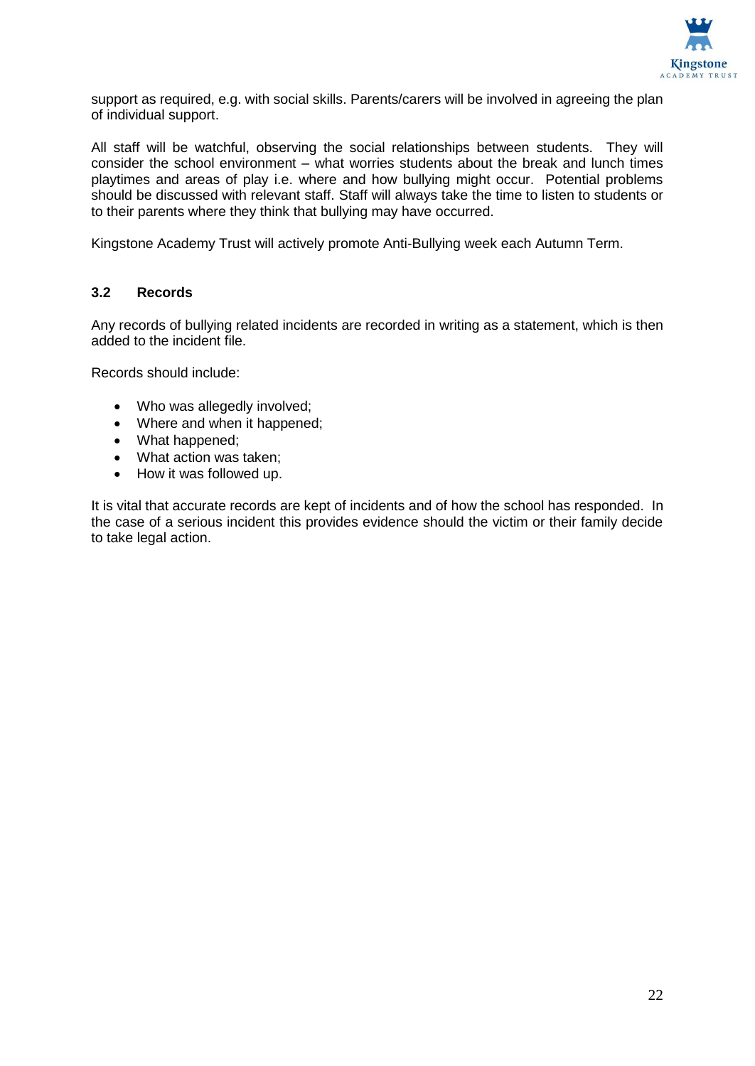support as required, e.g. with social skills. Parents/carers will be involved in agreeing the plan of individual support.

All staff will be watchful, observing the social relationships between students. They will consider the school environment – what worries students about the break and lunch times playtimes and areas of play i.e. where and how bullying might occur. Potential problems should be discussed with relevant staff. Staff will always take the time to listen to students or to their parents where they think that bullying may have occurred.

Kingstone Academy Trust will actively promote Anti-Bullying week each Autumn Term.

### 3.2 Records

Any records of bullying related incidents are recorded in writing as a statement, which is then added to the incident file.

Records should include:

- Who was allegedly involved;
- Where and when it happened;
- What happened;
- What action was taken;
- How it was followed up.

It is vital that accurate records are kept of incidents and of how the school has responded. In the case of a serious incident this provides evidence should the victim or their family decide to take legal action.